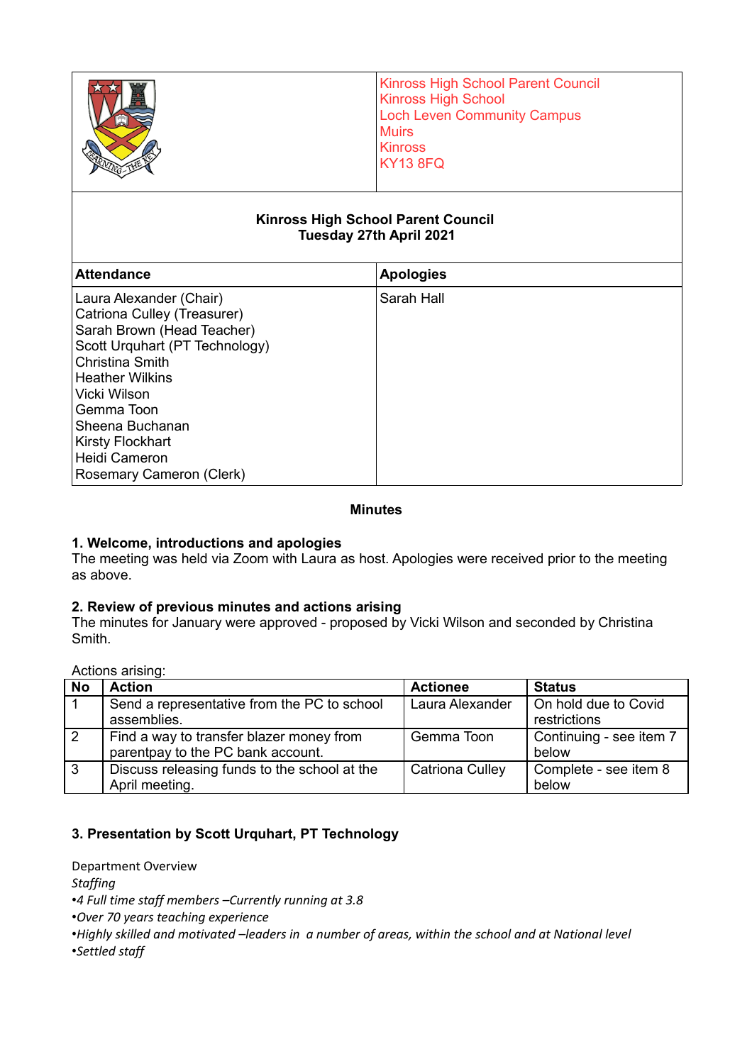Kinross High School Parent Council
Kinross High School
Loch Leven Community Campus
Muirs
Kinross
KY13 8FQ

**Kinross High School Parent Council**
**Tuesday 27th April 2021**

| Attendance | Apologies |
|---|---|
| Laura Alexander (Chair)<br>Catriona Culley (Treasurer)<br>Sarah Brown (Head Teacher)<br>Scott Urquhart (PT Technology)<br>Christina Smith<br>Heather Wilkins<br>Vicki Wilson<br>Gemma Toon<br>Sheena Buchanan<br>Kirsty Flockhart<br>Heidi Cameron<br>Rosemary Cameron (Clerk) | Sarah Hall |

## Minutes

### 1. Welcome, introductions and apologies

The meeting was held via Zoom with Laura as host. Apologies were received prior to the meeting as above.

### 2. Review of previous minutes and actions arising

The minutes for January were approved - proposed by Vicki Wilson and seconded by Christina Smith.

Actions arising:

| No | Action | Actionee | Status |
|---|---|---|---|
| 1 | Send a representative from the PC to school assemblies. | Laura Alexander | On hold due to Covid restrictions |
| 2 | Find a way to transfer blazer money from parentpay to the PC bank account. | Gemma Toon | Continuing - see item 7 below |
| 3 | Discuss releasing funds to the school at the April meeting. | Catriona Culley | Complete - see item 8 below |

### 3. Presentation by Scott Urquhart, PT Technology

Department Overview

*Staffing*

- *4 Full time staff members –Currently running at 3.8*
- *Over 70 years teaching experience*
- *Highly skilled and motivated –leaders in a number of areas, within the school and at National level*
- *Settled staff*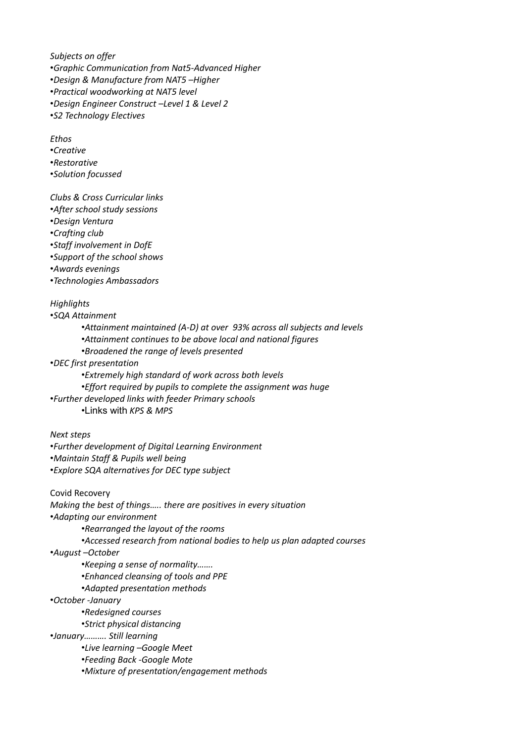*Subjects on offer*

- *Graphic Communication from Nat5-Advanced Higher*
- *Design & Manufacture from NAT5 –Higher*
- *Practical woodworking at NAT5 level*
- *Design Engineer Construct –Level 1 & Level 2*
- *S2 Technology Electives*

*Ethos*

- *Creative*
- *Restorative*
- *Solution focussed*

*Clubs & Cross Curricular links*

- *After school study sessions*
- *Design Ventura*
- *Crafting club*
- *Staff involvement in DofE*
- *Support of the school shows*
- *Awards evenings*
- *Technologies Ambassadors*

*Highlights*

- *SQA Attainment*
  - *Attainment maintained (A-D) at over 93% across all subjects and levels*
  - *Attainment continues to be above local and national figures*
  - *Broadened the range of levels presented*
- *DEC first presentation*
  - *Extremely high standard of work across both levels*
  - *Effort required by pupils to complete the assignment was huge*
- *Further developed links with feeder Primary schools*
  - Links with *KPS & MPS*

*Next steps*

- *Further development of Digital Learning Environment*
- *Maintain Staff & Pupils well being*
- *Explore SQA alternatives for DEC type subject*

Covid Recovery

*Making the best of things….. there are positives in every situation*

- *Adapting our environment*
  - *Rearranged the layout of the rooms*
  - *Accessed research from national bodies to help us plan adapted courses*
- *August –October*
  - *Keeping a sense of normality…….*
  - *Enhanced cleansing of tools and PPE*
  - *Adapted presentation methods*
- *October -January*
  - *Redesigned courses*
  - *Strict physical distancing*
- *January………. Still learning*
  - *Live learning –Google Meet*
  - *Feeding Back -Google Mote*
  - *Mixture of presentation/engagement methods*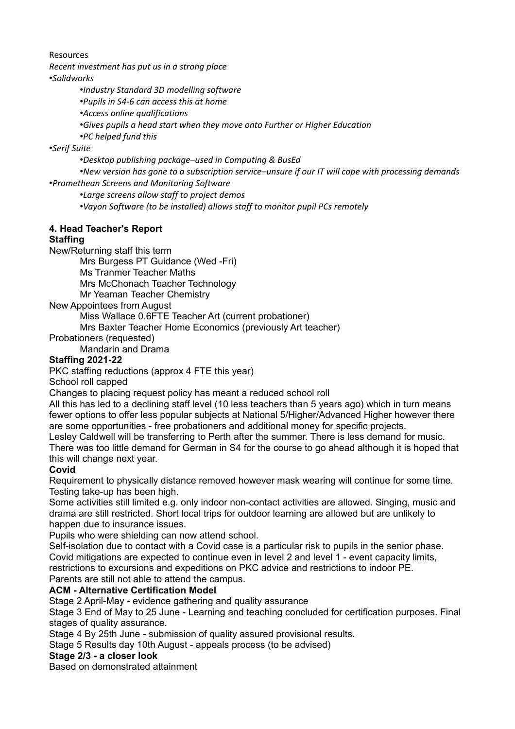Resources

*Recent investment has put us in a strong place*

- *Solidworks*
  - *Industry Standard 3D modelling software*
  - *Pupils in S4-6 can access this at home*
  - *Access online qualifications*
  - *Gives pupils a head start when they move onto Further or Higher Education*
  - *PC helped fund this*
- *Serif Suite*
  - *Desktop publishing package–used in Computing & BusEd*
  - *New version has gone to a subscription service–unsure if our IT will cope with processing demands*
- *Promethean Screens and Monitoring Software*
  - *Large screens allow staff to project demos*
  - *Vayon Software (to be installed) allows staff to monitor pupil PCs remotely*

### 4. Head Teacher's Report

**Staffing**

New/Returning staff this term

- Mrs Burgess PT Guidance (Wed -Fri)
- Ms Tranmer Teacher Maths
- Mrs McChonach Teacher Technology
- Mr Yeaman Teacher Chemistry

New Appointees from August

- Miss Wallace 0.6FTE Teacher Art (current probationer)
- Mrs Baxter Teacher Home Economics (previously Art teacher)

Probationers (requested)

- Mandarin and Drama

**Staffing 2021-22**

PKC staffing reductions (approx 4 FTE this year)

School roll capped

Changes to placing request policy has meant a reduced school roll

All this has led to a declining staff level (10 less teachers than 5 years ago) which in turn means fewer options to offer less popular subjects at National 5/Higher/Advanced Higher however there are some opportunities - free probationers and additional money for specific projects.

Lesley Caldwell will be transferring to Perth after the summer. There is less demand for music. There was too little demand for German in S4 for the course to go ahead although it is hoped that this will change next year.

**Covid**

Requirement to physically distance removed however mask wearing will continue for some time. Testing take-up has been high.

Some activities still limited e.g. only indoor non-contact activities are allowed. Singing, music and drama are still restricted. Short local trips for outdoor learning are allowed but are unlikely to happen due to insurance issues.

Pupils who were shielding can now attend school.

Self-isolation due to contact with a Covid case is a particular risk to pupils in the senior phase. Covid mitigations are expected to continue even in level 2 and level 1 - event capacity limits, restrictions to excursions and expeditions on PKC advice and restrictions to indoor PE.

Parents are still not able to attend the campus.

**ACM - Alternative Certification Model**

Stage 2 April-May - evidence gathering and quality assurance

Stage 3 End of May to 25 June - Learning and teaching concluded for certification purposes. Final stages of quality assurance.

Stage 4 By 25th June - submission of quality assured provisional results.

Stage 5 Results day 10th August - appeals process (to be advised)

**Stage 2/3 - a closer look**

Based on demonstrated attainment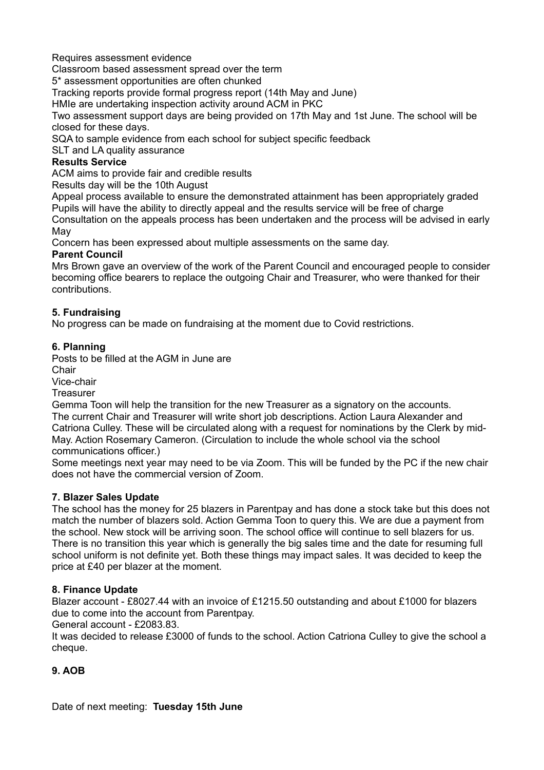Requires assessment evidence

Classroom based assessment spread over the term

5* assessment opportunities are often chunked

Tracking reports provide formal progress report (14th May and June)

HMIe are undertaking inspection activity around ACM in PKC

Two assessment support days are being provided on 17th May and 1st June. The school will be closed for these days.

SQA to sample evidence from each school for subject specific feedback

SLT and LA quality assurance

**Results Service**

ACM aims to provide fair and credible results

Results day will be the 10th August

Appeal process available to ensure the demonstrated attainment has been appropriately graded

Pupils will have the ability to directly appeal and the results service will be free of charge

Consultation on the appeals process has been undertaken and the process will be advised in early May

Concern has been expressed about multiple assessments on the same day.

**Parent Council**

Mrs Brown gave an overview of the work of the Parent Council and encouraged people to consider becoming office bearers to replace the outgoing Chair and Treasurer, who were thanked for their contributions.

**5. Fundraising**

No progress can be made on fundraising at the moment due to Covid restrictions.

**6. Planning**

Posts to be filled at the AGM in June are

Chair

Vice-chair

Treasurer

Gemma Toon will help the transition for the new Treasurer as a signatory on the accounts.

The current Chair and Treasurer will write short job descriptions. Action Laura Alexander and Catriona Culley. These will be circulated along with a request for nominations by the Clerk by mid-May. Action Rosemary Cameron. (Circulation to include the whole school via the school communications officer.)

Some meetings next year may need to be via Zoom. This will be funded by the PC if the new chair does not have the commercial version of Zoom.

**7. Blazer Sales Update**

The school has the money for 25 blazers in Parentpay and has done a stock take but this does not match the number of blazers sold. Action Gemma Toon to query this. We are due a payment from the school. New stock will be arriving soon. The school office will continue to sell blazers for us. There is no transition this year which is generally the big sales time and the date for resuming full school uniform is not definite yet. Both these things may impact sales. It was decided to keep the price at £40 per blazer at the moment.

**8. Finance Update**

Blazer account - £8027.44 with an invoice of £1215.50 outstanding and about £1000 for blazers due to come into the account from Parentpay.

General account - £2083.83.

It was decided to release £3000 of funds to the school. Action Catriona Culley to give the school a cheque.

**9. AOB**

Date of next meeting: **Tuesday 15th June**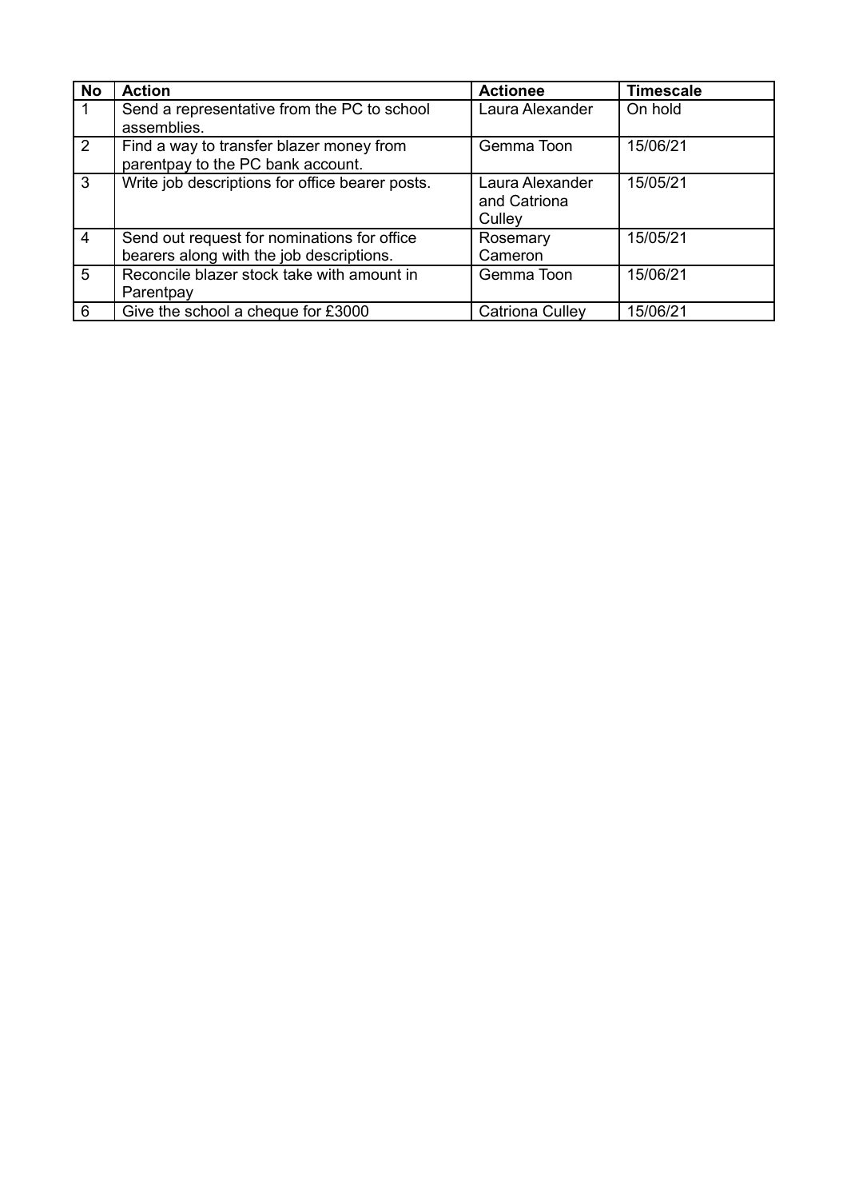| No | Action | Actionee | Timescale |
|---|---|---|---|
| 1 | Send a representative from the PC to school assemblies. | Laura Alexander | On hold |
| 2 | Find a way to transfer blazer money from parentpay to the PC bank account. | Gemma Toon | 15/06/21 |
| 3 | Write job descriptions for office bearer posts. | Laura Alexander and Catriona Culley | 15/05/21 |
| 4 | Send out request for nominations for office bearers along with the job descriptions. | Rosemary Cameron | 15/05/21 |
| 5 | Reconcile blazer stock take with amount in Parentpay | Gemma Toon | 15/06/21 |
| 6 | Give the school a cheque for £3000 | Catriona Culley | 15/06/21 |